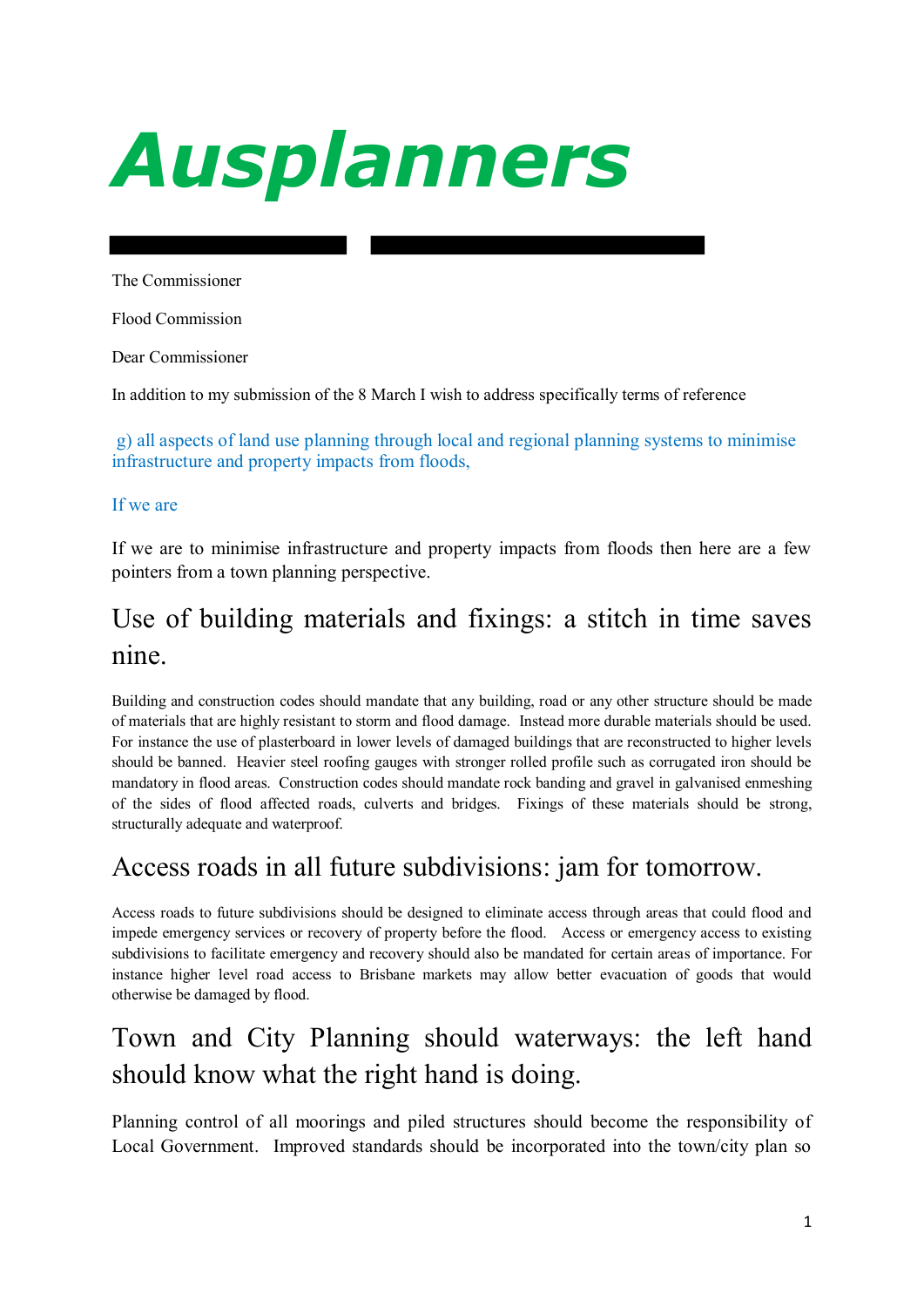# Ausplanners

The Commissioner

Flood Commission

Dear Commissioner

In addition to my submission of the 8 March I wish to address specifically terms of reference

g) all aspects of land use planning through local and regional planning systems to minimise infrastructure and property impacts from floods,

If we are

If we are to minimise infrastructure and property impacts from floods then here are a few pointers from a town planning perspective.

## Use of building materials and fixings: a stitch in time saves nine.

Building and construction codes should mandate that any building, road or any other structure should be made of materials that are highly resistant to storm and flood damage. Instead more durable materials should be used. For instance the use of plasterboard in lower levels of damaged buildings that are reconstructed to higher levels should be banned. Heavier steel roofing gauges with stronger rolled profile such as corrugated iron should be mandatory in flood areas. Construction codes should mandate rock banding and gravel in galvanised enmeshing of the sides of flood affected roads, culverts and bridges. Fixings of these materials should be strong, structurally adequate and waterproof.

## Access roads in all future subdivisions: jam for tomorrow.

Access roads to future subdivisions should be designed to eliminate access through areas that could flood and impede emergency services or recovery of property before the flood. Access or emergency access to existing subdivisions to facilitate emergency and recovery should also be mandated for certain areas of importance. For instance higher level road access to Brisbane markets may allow better evacuation of goods that would otherwise be damaged by flood.

## Town and City Planning should waterways: the left hand should know what the right hand is doing.

Planning control of all moorings and piled structures should become the responsibility of Local Government. Improved standards should be incorporated into the town/city plan so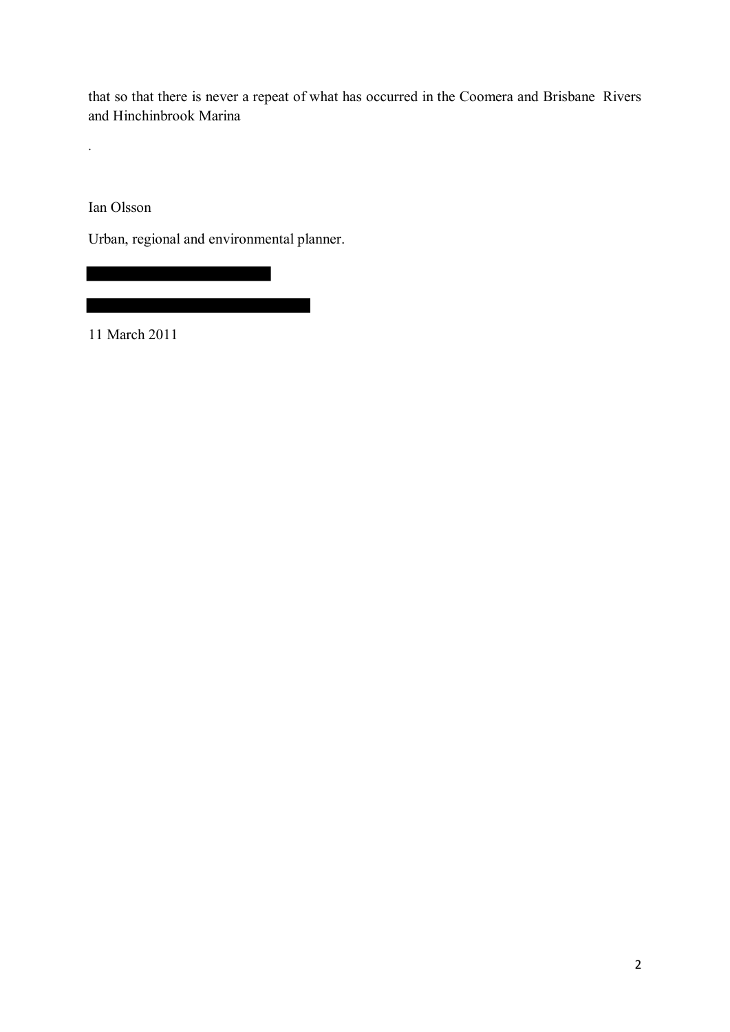that so that there is never a repeat of what has occurred in the Coomera and Brisbane Rivers and Hinchinbrook Marina

.

Ian Olsson

Urban, regional and environmental planner.

11 March 2011